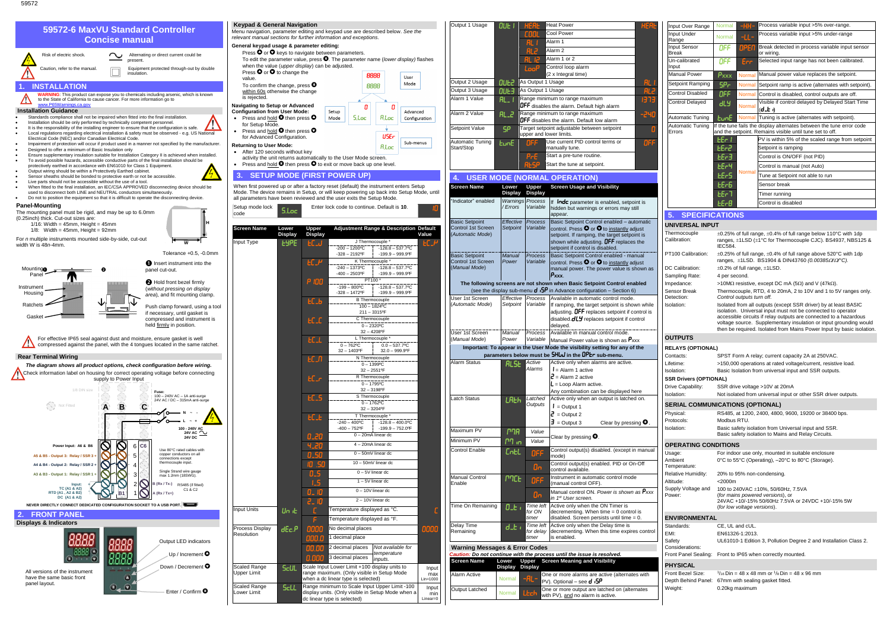# 59572-6 MaxVU Standard Controller Concise manual

Risk of electric shock. Alternating or direct current could be present.

Caution, refer to the manual. Equipment protected through-out by double insulation.

## 1. INSTALLATION

**WARNING:** This product can expose you to chemicals including arsenic, which is known to the State of California to cause cancer. For more information go to www.P65Warnings.ca.gov

### Installation Guidance

- Standards compliance shall not be impaired when fitted into the final installation.
- Installation should be only performed by technically competent personnel.
- It is the responsibility of the installing engineer to ensure that the configuration is safe.
- Local regulations regarding electrical installation & safety must be observed - e.g. US National Electrical Code (NEC) and/or Canadian Electrical Code.
- Impairment of protection will occur if product used in a manner not specified by the manufacturer.
- Designed to offer a minimum of Basic Insulation only
- Ensure supplementary insulation suitable for Installation Category II is achieved when installed.
- To avoid possible hazards, accessible conductive parts of the final installation should be protectively earthed in accordance with EN61010 for Class 1 Equipment.
- Output wiring should be within a Protectively Earthed cabinet.
- Sensor sheaths should be bonded to protective earth or not be accessible.
- Live parts should not be accessible without the use of a tool.
- When fitted to the final installation, an IEC/CSA APPROVED disconnecting device should be used to disconnect both LINE and NEUTRAL conductors simultaneously.
- Do not to position the equipment so that it is difficult to operate the disconnecting device.

### Panel-Mounting

The mounting panel must be rigid, and may be up to 6.0mm (0.25inch) thick. Cut-out sizes are:

1/16: Width = 45mm, Height = 45mm

1/8: Width = 45mm, Height = 92mm

For *n* multiple instruments mounted side-by-side, cut-out width W is 48n-4mm.

Tolerance +0.5, -0.0mm

Mounting Panel, Instrument Housing, Ratchets, Gasket

❶ Insert instrument into the panel cut-out.

❷ Hold front bezel firmly (*without pressing on display area*), and fit mounting clamp.

Push clamp forward, using a tool if necessary, until gasket is compressed and instrument is held firmly in position.

For effective IP65 seal against dust and moisture, ensure gasket is well compressed against the panel, with the 4 tongues located in the same ratchet.

### Rear Terminal Wiring

***The diagram shows all product options, check configuration before wiring.***

Check information label on housing for correct operating voltage before connecting supply to Power Input

1/8 DIN size; Not Fitted; A B C

Fuse: 100 – 240V AC – 1A anti-surge; 24V AC / DC – 315mA anti-surge

N ~ -; L ~ +; 100 - 240V AC; 24V AC; 24V DC

Power Input: A6 & B6

A5 & B5 - Output 3: Relay / SSR 3

A4 & B4 - Output 2: Relay / SSR 2

A3 & B3 - Output 1: Relay / SSR 1

Input: TC (A1 & A2); RTD (A1, A2 & B2); DC (A1 & A2)

Use 80°C rated cables with copper conductors on all connections except thermocouple input.

Single Strand wire gauge max 1.2mm (18SWG).

B (Rx / Tx-); RS485 (if fitted) C1 & C2; A (Rx / Tx+)

NEVER DIRECTLY CONNECT DEDICATED CONFIGURATION SOCKET TO A USB PORT.

## 2. FRONT PANEL

### Displays & Indicators

Output LED indicators

Up / Increment

Down / Decrement

Enter / Confirm

All versions of the instrument have the same basic front panel layout.

### Keypad & General Navigation

Menu navigation, parameter editing and keypad use are described below. *See the relevant manual sections for further information and exceptions.*

**General keypad usage & parameter editing:**

Press ▲ or ▼ keys to navigate between parameters.

To edit the parameter value, press ●. The parameter name (*lower display*) flashes when the value (*upper display*) can be adjusted.

Press ▲ or ▼ to change the value.

To confirm the change, press ● within 60s otherwise the change is rejected.

**Navigating to Setup or Advanced Configuration from User Mode:**

- Press and hold ● then press ▲ for Setup Mode.
- Press and hold ● then press ▼ for Advanced Configuration.

**Returning to User Mode:**

- After 120 seconds without key activity the unit returns automatically to the User Mode screen.
- Press and hold ● then press ▲ to exit or move back up one level.

User Mode; Setup Mode (S.Loc); Advanced Configuration (A.Loc); Sub-menus (USEr, A.Loc)

## 3. SETUP MODE (FIRST POWER UP)

When first powered up or after a factory reset (default) the instrument enters Setup Mode. The device remains in Setup, or will keep powering up back into Setup Mode, until all parameters have been reviewed and the user exits the Setup Mode.

| Setup mode lock code | S.Loc | Enter lock code to continue. Default is **10**. | 10 |
|---|---|---|---|

| Screen Name | Lower Display | Upper Display | Adjustment Range & Description | | Default Value |
|---|---|---|---|---|---|
| Input Type | tYPE | tC.J | J Thermocouple * | | tC.P |
| | | | -200 – 1200ºC / -328 – 2192ºF | -128.8 – 537.7ºC / -199.9 – 999.9ºF | |
| | | tC.P | K Thermocouple * | | |
| | | | -240 – 1373ºC / -400 – 2503ºF | -128.8 – 537.7ºC / -199.9 – 999.9ºF | |
| | | P100 | PT100 * | | |
| | | | -199 – 800ºC / -328 – 1472ºF | -128.8 – 537.7ºC / -199.9 – 999.9ºF | |
| | | tC.b | B Thermocouple | | |
| | | | 100 – 1824ºC / 211 – 3315ºF | | |
| | | tC.C | C Thermocouple | | |
| | | | 0 – 2320ºC / 32 – 4208ºF | | |
| | | tC.L | L Thermocouple * | | |
| | | | 0 – 762ºC / 32 – 1403ºF | 0.0 – 537.7ºC / 32.0 – 999.9ºF | |
| | | tC.n | N Thermocouple | | |
| | | | 0 – 1399ºC / 32 – 2551ºF | | |
| | | tC.r | R Thermocouple | | |
| | | | 0 – 1795ºC / 32 – 3198ºF | | |
| | | tC.S | S Thermocouple | | |
| | | | 0 – 1762ºC / 32 – 3204ºF | | |
| | | tC.t | T Thermocouple * | | |
| | | | -240 – 400ºC / -400 – 752ºF | -128.8 – 400.0ºC / -199.9 – 752.0ºF | |
| | | 0_20 | 0 – 20mA linear dc | | |
| | | 4_20 | 4 – 20mA linear dc | | |
| | | 0_50 | 0 – 50mV linear dc | | |
| | | 10 50 | 10 – 50mV linear dc | | |
| | | 0_5 | 0 – 5V linear dc | | |
| | | 1_5 | 1 – 5V linear dc | | |
| | | 0_10 | 0 – 10V linear dc | | |
| | | 2_10 | 2 – 10V linear dc | | |
| Input Units | Unit | C | Temperature displayed as ºC. | | C |
| | | F | Temperature displayed as ºF. | | |
| Process Display Resolution | dEc.P | 0000 | No decimal places | | 0000 |
| | | 000.0 | 1 decimal place | | |
| | | 00.00 | 2 decimal places | Not available for temperature inputs. | |
| | | 0.000 | 3 decimal places | | |
| Scaled Range Upper Limit | ScUL | | Scale Input Lower Limit +100 display units to range maximum. (Only visible in Setup Mode when a dc linear type is selected) | | Input max Lin=1000 |
| Scaled Range Lower Limit | ScLL | | Range minimum to Scale Input Upper Limit -100 display units. (Only visible in Setup Mode when a dc linear type is selected) | | Input min Linear=0 |

| Screen Name | Lower Display | Upper Display | Description | Default Value |
|---|---|---|---|---|
| Output 1 Usage | Out1 | HEAt | Heat Power | HEAt |
| | | COOL | Cool Power | |
| | | AL1 | Alarm 1 | |
| | | AL2 | Alarm 2 | |
| | | AL12 | Alarm 1 or 2 | |
| | | LooP | Control loop alarm (2 x integral time) | |
| Output 2 Usage | Out2 | | As Output 1 Usage | AL1 |
| Output 3 Usage | Out3 | | As Output 1 Usage | AL2 |
| Alarm 1 Value | AL_1 | | Range minimum to range maximum. OFF disables the alarm. Default high alarm | 1373 |
| Alarm 2 Value | AL_2 | | Range minimum to range maximum. OFF disables the alarm. Default low alarm | -240 |
| Setpoint Value | SP | | Target setpoint adjustable between setpoint upper and lower limits. | 0 |
| Automatic Tuning Start/Stop | tunE | OFF | Use current PID control terms or manually tune. | OFF |
| | | PrE | Start a pre-tune routine. | |
| | | AtSP | Start the tune at setpoint. | |

## 4. USER MODE (NORMAL OPERATION)

| Screen Name | Lower Display | Upper Display | Screen Usage and Visibility |
|---|---|---|---|
| "Indicator" enabled | Warnings / Errors | Process Variable | If Indc parameter is enabled, setpoint is hidden but warnings or errors may still appear. |
| Basic Setpoint Control 1st Screen (Automatic Mode) | Effective Setpoint | Process Variable | Basic Setpoint Control enabled – automatic control. Press ▲ or ▼ to instantly adjust setpoint. If ramping, the target setpoint is shown while adjusting. OFF replaces the setpoint if control is disabled. |
| Basic Setpoint Control 1st Screen (Manual Mode) | Manual Power | Process Variable | Basic Setpoint Control enabled - manual control. Press ▲ or ▼ to instantly adjust manual power. The power value is shown as Pxxx. |
| **The following screens are not shown when Basic Setpoint Control enabled** (see the display sub-menu diSP in Advance configuration – Section 6) | | | |
| User 1st Screen (Automatic Mode) | Effective Setpoint | Process Variable | Available in automatic control mode. If ramping, the target setpoint is shown while adjusting. OFF replaces setpoint if control is disabled. dLY replaces setpoint if control delayed. |
| User 1st Screen (Manual Mode) | Manual Power | Process Variable | Available in manual control mode. Manual Power value is shown as Pxxx |
| **Important: To appear in the User Mode the visibility setting for any of the parameters below must be SHoW in the OPtr sub-menu.** | | | |
| Alarm Status | ALSt | Active Alarms | Active only when alarms are active. 1 = Alarm 1 active; 2 = Alarm 2 active; L = Loop Alarm active. Any combination can be displayed here |
| Latch Status | LAtH | Latched Outputs | Active only when an output is latched on. 1 = Output 1; 2 = Output 2; 3 = Output 3. Clear by pressing ●. |
| Maximum PV | MA | Value | Clear by pressing ●. |
| Minimum PV | Min | Value | |
| Control Enable | CntL | OFF | Control output(s) disabled. (except in manual mode) |
| | | On | Control output(s) enabled. PID or On-Off control available. |
| Manual Control Enable | MCtL | OFF | Instrument in automatic control mode (manual control OFF). |
| | | On | Manual control ON. Power is shown as Pxxx in 1st User screen. |
| Time On Remaining | O_t | Time left for ON timer | Active only when the ON Timer is decrementing. When time = 0 control is disabled. Screen persists until time = 0. |
| Delay Time Remaining | d_t | Time left for delay timer | Active only when the Delay time is decrementing. When this time expires control is enabled. |

### Warning Messages & Error Codes

***Caution: Do not continue with the process until the issue is resolved.***

| Screen Name | Lower Display | Upper Display | Screen Meaning and Visibility |
|---|---|---|---|
| Alarm Active | Normal | -AL- | One or more alarms are active (alternates with PV). Complete – see diSP |
| Output Latched | Normal | Ltch | One or more outputs are latched on (alternates with PV), and no alarm is active. |
| Input Over Range | Normal | -HH- | Process variable input >5% over-range. |
| Input Under Range | Normal | -LL- | Process variable input >5% under-range |
| Input Sensor Break | OFF | OPEn | Break detected in process variable input sensor or wiring. |
| Un-calibrated Input | OFF | Err | Selected input range has not been calibrated. |
| Manual Power | Pxxx | Normal | Manual power value replaces the setpoint. |
| Setpoint Ramping | SPr | Normal | Setpoint ramp is active (alternates with setpoint). |
| Control Disabled | OFF | Normal | Control is disabled, control outputs are off. |
| Control Delayed | dLY | Normal | Visible if control delayed by Delayed Start Time (d_t) |
| Automatic Tuning | tunE | Normal | Tuning is active (alternates with setpoint). |
| Automatic Tuning Errors | If the tune fails the display alternates between the tune error code and the setpoint. Remains visible until tune set to off. | | |
| | tEr1 | Normal | PV is within 5% of the scaled range from setpoint |
| | tEr2 | Normal | Setpoint is ramping |
| | tEr3 | Normal | Control is ON/OFF (not PID) |
| | tEr4 | Normal | Control is manual (not Auto) |
| | tEr5 | Normal | Tune at Setpoint not able to run |
| | tEr6 | Normal | Sensor break |
| | tEr7 | Normal | Timer running |
| | tEr8 | Normal | Control is disabled |

## 5. SPECIFICATIONS

### UNIVERSAL INPUT

| | |
|---|---|
| Thermocouple Calibration: | ±0.25% of full range, ±1LSD (±1°C for Thermocouple CJC). BS4937, NBS125 & IEC584. ±0.4% of full range below 110°C with 1dp |
| PT100 Calibration: | ±0.25% of full range, ±0.4% of full range above 520°C with 1dp ranges, ±1LSD. BS1904 & DIN43760 (0.00385Ω/Ω/°C). |
| DC Calibration: | ±0.2% of full range, ±1LSD. |
| Sampling Rate: | 4 per second. |
| Impedance: | >10MΩ resistive, except DC mA (5Ω) and V (47kΩ). |
| Sensor Break Detection: | Thermocouple, RTD, 4 to 20mA, 2 to 10V and 1 to 5V ranges only. *Control outputs turn off.* |
| Isolation: | Isolated from all outputs (except SSR driver) by at least BASIC isolation. Universal input must not be connected to operator accessible circuits if relay outputs are connected to a hazardous voltage source. Supplementary insulation or input grounding would then be required. Isolated from Mains Power Input by basic isolation. |

### OUTPUTS

#### RELAYS (OPTIONAL)

| | |
|---|---|
| Contacts: | SPST Form A relay; current capacity 2A at 250VAC. |
| Lifetime: | >150,000 operations at rated voltage/current, resistive load. |
| Isolation: | Basic Isolation from universal input and SSR outputs. |

#### SSR Drivers (OPTIONAL)

| | |
|---|---|
| Drive Capability: | SSR drive voltage >10V at 20mA |
| Isolation: | Not isolated from universal input or other SSR driver outputs. |

### SERIAL COMMUNICATIONS (OPTIONAL)

| | |
|---|---|
| Physical: | RS485, at 1200, 2400, 4800, 9600, 19200 or 38400 bps. |
| Protocols: | Modbus RTU. |
| Isolation: | Basic safety isolation from Universal input and SSR. Basic safety isolation to Mains and Relay Circuits. |

### OPERATING CONDITIONS

| | |
|---|---|
| Usage: | For indoor use only, mounted in suitable enclosure |
| Ambient Temperature: | 0°C to 55°C (Operating), –20°C to 80°C (Storage). |
| Relative Humidity: | 20% to 95% non-condensing. |
| Altitude: | <2000m |
| Supply Voltage and Power: | 100 to 240VAC ±10%, 50/60Hz, 7.5VA (*for mains powered versions*), or 24VAC +10/-15% 50/60Hz 7.5VA or 24VDC +10/-15% 5W (*for low voltage versions*). |

### ENVIRONMENTAL

| | |
|---|---|
| Standards: | CE, UL and cUL. |
| EMI: | EN61326-1:2013. |
| Safety Considerations: | UL61010-1 Edition 3, Pollution Degree 2 and Installation Class 2. |
| Front Panel Sealing: | Front to IP65 when correctly mounted. |

### PHYSICAL

| | |
|---|---|
| Front Bezel Size: | 1/16 Din = 48 x 48 mm or 1/8 Din = 48 x 96 mm |
| Depth Behind Panel: | 67mm with sealing gasket fitted. |
| Weight: | 0.20kg maximum |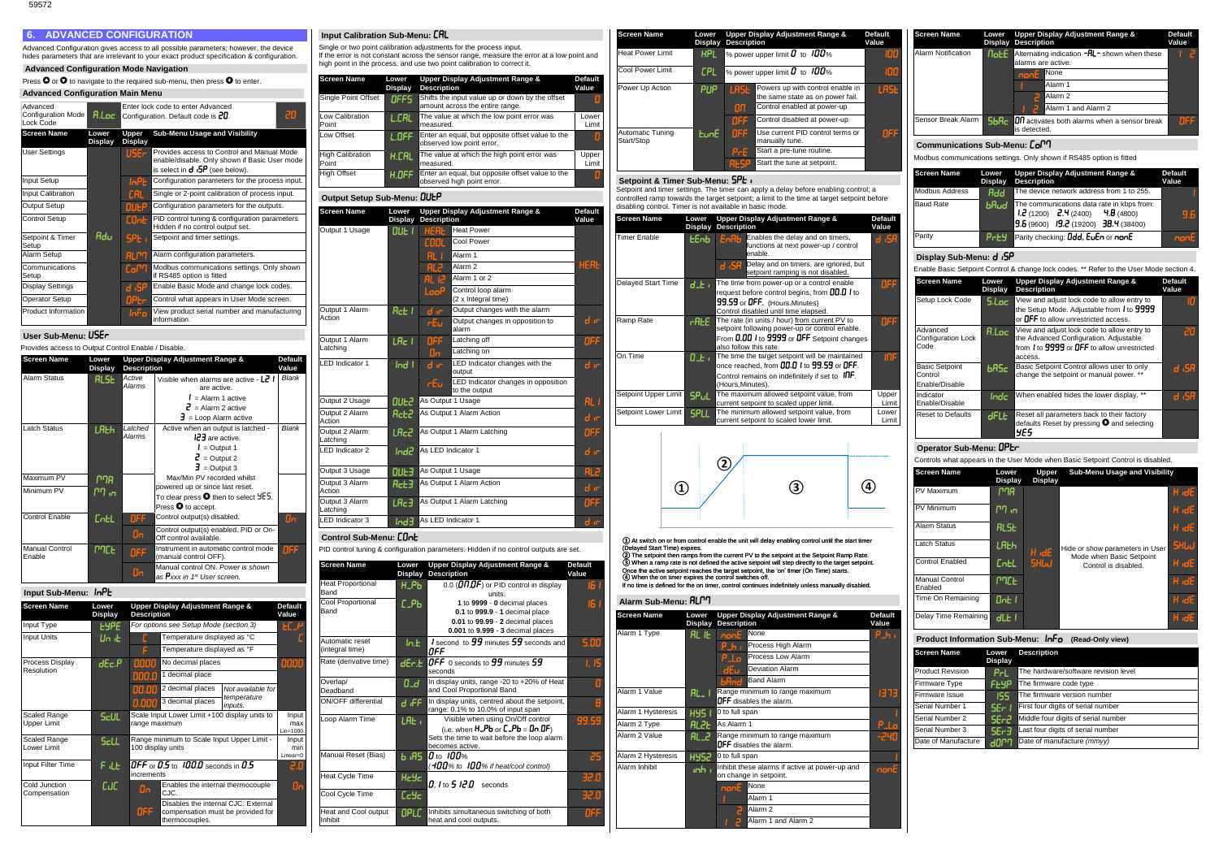## 6. ADVANCED CONFIGURATION

Advanced Configuration gives access to all possible parameters; however, the device hides parameters that are irrelevant to your exact product specification & configuration.

### Advanced Configuration Mode Navigation

Press ▲ or ▼ to navigate to the required sub-menu, then press ◉ to enter.

### Advanced Configuration Main Menu

| Screen Name | Lower Display | Upper Display | Sub-Menu Usage and Visibility |
|---|---|---|---|
| Advanced Configuration Mode Lock Code | A.Loc | 20 | Enter lock code to enter Advanced Configuration. Default code is 20. |
| User Settings | Adv | USEr | Provides access to Control and Manual Mode enable/disable. Only shown if Basic User mode is select in dISP (see below). |
| Input Setup | | InPt | Configuration parameters for the process input. |
| Input Calibration | | CAL | Single or 2-point calibration of process input. |
| Output Setup | | OutP | Configuration parameters for the outputs. |
| Control Setup | | COnt | PID control tuning & configuration parameters. Hidden if no control output set. |
| Setpoint & Timer Setup | | SPt i | Setpoint and timer settings. |
| Alarm Setup | | ALM | Alarm configuration parameters. |
| Communications Setup | | COM | Modbus communications settings. Only shown if RS485 option is fitted |
| Display Settings | | dISP | Enable Basic Mode and change lock codes. |
| Operator Setup | | OPtr | Control what appears in User Mode screen. |
| Product Information | | InFo | View product serial number and manufacturing information. |

### User Sub-Menu: USEr

Provides access to Output Control Enable / Disable.

| Screen Name | Lower Display | Upper Display Adjustment Range & Description | | Default Value |
|---|---|---|---|---|
| Alarm Status | ALSt | Active Alarms | Visible when alarms are active - L2 I are active. 1 = Alarm 1 active, 2 = Alarm 2 active, 3 = Loop Alarm active | Blank |
| Latch Status | LAth | Latched Alarms | Active when an output is latched - 123 are active. 1 = Output 1, 2 = Output 2, 3 = Output 3 | Blank |
| Maximum PV | MA | | Max/Min PV recorded whilst powered up or since last reset. To clear press ◉ then to select YES. Press ◉ to accept. | |
| Minimum PV | Min | | | |
| Control Enable | CtrL | OFF | Control output(s) disabled. | On |
| | | On | Control output(s) enabled. PID or On-Off control available. | |
| Manual Control Enable | MCt | OFF | Instrument in automatic control mode (manual control OFF). | OFF |
| | | On | Manual control ON. Power is shown as Pxxx in 1st User screen. | |

### Input Sub-Menu: InPt

| Screen Name | Lower Display | Upper Display Adjustment Range & Description | | Default Value |
|---|---|---|---|---|
| Input Type | tYPE | For options see Setup Mode (section 3) | | tC_P |
| Input Units | Unit | C | Temperature displayed as °C | C |
| | | F | Temperature displayed as °F | |
| Process Display Resolution | dEc.P | 0000 | No decimal places | 0000 |
| | | 000.0 | 1 decimal place | |
| | | 00.00 | 2 decimal places | Not available for temperature inputs. |
| | | 0.000 | 3 decimal places | |
| Scaled Range Upper Limit | ScUL | Scale Input Lower Limit +100 display units to range maximum | | Input max Lin=1000 |
| Scaled Range Lower Limit | ScLL | Range minimum to Scale Input Upper Limit - 100 display units | | Input min Linear=0 |
| Input Filter Time | FiLt | OFF or 0.5 to 100.0 seconds in 0.5 increments | | 2.0 |
| Cold Junction Compensation | CJC | On | Enables the internal thermocouple CJC. | On |
| | | OFF | Disables the internal CJC. External compensation must be provided for thermocouples. | |

### Input Calibration Sub-Menu: CAL

Single or two point calibration adjustments for the process input.
If the error is not constant across the sensor range, measure the error at a low point and high point in the process, and use two point calibration to correct it.

| Screen Name | Lower Display | Upper Display Adjustment Range & Description | Default Value |
|---|---|---|---|
| Single Point Offset | OFFS | Shifts the input value up or down by the offset amount across the entire range. | 0 |
| Low Calibration Point | L.CAL | The value at which the low point error was measured. | Lower Limit |
| Low Offset | L.OFF | Enter an equal, but opposite offset value to the observed low point error. | 0 |
| High Calibration Point | H.CAL | The value at which the high point error was measured. | Upper Limit |
| High Offset | H.OFF | Enter an equal, but opposite offset value to the observed high point error. | 0 |

### Output Setup Sub-Menu: OutP

| Screen Name | Lower Display | Upper Display Adjustment Range & Description | | Default Value |
|---|---|---|---|---|
| Output 1 Usage | OUt 1 | HEAt | Heat Power | HEAt |
| | | COOL | Cool Power | |
| | | AL 1 | Alarm 1 | |
| | | AL2 | Alarm 2 | |
| | | AL 12 | Alarm 1 or 2 | |
| | | LooP | Control loop alarm (2 x Integral time) | |
| Output 1 Alarm Action | Act 1 | dir | Output changes with the alarm | dir |
| | | rEu | Output changes in opposition to alarm | |
| Output 1 Alarm Latching | LAc 1 | OFF | Latching off | OFF |
| | | On | Latching on | |
| LED Indicator 1 | Ind 1 | dir | LED Indicator changes with the output | dir |
| | | rEu | LED Indicator changes in opposition to the output | |
| Output 2 Usage | OUt2 | As Output 1 Usage | | AL 1 |
| Output 2 Alarm Action | Act2 | As Output 1 Alarm Action | | dir |
| Output 2 Alarm Latching | LAc2 | As Output 1 Alarm Latching | | OFF |
| LED Indicator 2 | Ind2 | As LED Indicator 1 | | dir |
| Output 3 Usage | OUt3 | As Output 1 Usage | | AL2 |
| Output 3 Alarm Action | Act3 | As Output 1 Alarm Action | | dir |
| Output 3 Alarm Latching | LAc3 | As Output 1 Alarm Latching | | OFF |
| LED Indicator 3 | Ind3 | As LED Indicator 1 | | dir |

### Control Sub-Menu: COnt

PID control tuning & configuration parameters. Hidden if no control outputs are set.

| Screen Name | Lower Display | Upper Display Adjustment Range & Description | Default Value |
|---|---|---|---|
| Heat Proportional Band | H_Pb | 0.0 (On.OF) or PID control in display units. 1 to 9999 - 0 decimal places, 0.1 to 999.9 - 1 decimal place, 0.01 to 99.99 - 2 decimal places, 0.001 to 9.999 - 3 decimal places | 161 |
| Cool Proportional Band | C_Pb | | 161 |
| Automatic reset (integral time) | Int | 1 second to 99 minutes 59 seconds and OFF | 5.00 |
| Rate (derivative time) | dEr.t | OFF 0 seconds to 99 minutes 59 seconds | 1.15 |
| Overlap/ Deadband | O_d | In display units, range -20 to +20% of Heat and Cool Proportional Band | 0 |
| ON/OFF differential | diFF | In display units, centred about the setpoint, range: 0.1% to 10.0% of input span | 8 |
| Loop Alarm Time | LAt | Visible when using On/Off control (i.e. when H_Pb or C_Pb = On.OF) Sets the time to wait before the loop alarm becomes active. | 99.59 |
| Manual Reset (Bias) | biAS | 0 to 100% (-100% to 100% if heat/cool control) | 25 |
| Heat Cycle Time | Hcyc | 0.1 to 512.0 seconds | 32.0 |
| Cool Cycle Time | Ccyc | | 32.0 |
| Heat and Cool output Inhibit | OPLC | Inhibits simultaneous switching of both heat and cool outputs. | OFF |

| Screen Name | Lower Display | Upper Display Adjustment Range & Description | | Default Value |
|---|---|---|---|---|
| Heat Power Limit | HPL | % power upper limit 0 to 100% | | 100 |
| Cool Power Limit | CPL | % power upper limit 0 to 100% | | 100 |
| Power Up Action | PUP | LASt | Powers up with control enable in the same state as on power fail. | LASt |
| | | On | Control enabled at power-up | |
| | | OFF | Control disabled at power-up | |
| Automatic Tuning Start/Stop | tunE | OFF | Use current PID control terms or manually tune. | OFF |
| | | PrE | Start a pre-tune routine. | |
| | | At.SP | Start the tune at setpoint. | |

### Setpoint & Timer Sub-Menu: SPt i

Setpoint and timer settings. The timer can apply a delay before enabling control; a controlled ramp towards the target setpoint; a limit to the time at target setpoint before disabling control. Timer is not available in basic mode.

| Screen Name | Lower Display | Upper Display Adjustment Range & Description | | Default Value |
|---|---|---|---|---|
| Timer Enable | tEnb | EnAb | Enables the delay and on timers, functions at next power-up / control enable. | diSA |
| | | diSA | Delay and on timers, are ignored, but setpoint ramping is not disabled. | |
| Delayed Start Time | d_t i | The time from power-up or a control enable request before control begins, from 00.01 to 99.59 or OFF. (Hours.Minutes) Control disabled until time elapsed. | | OFF |
| Ramp Rate | rAtE | The rate (in units / hour) from current PV to setpoint following power-up or control enable. From 0.001 to 9999 or OFF Setpoint changes also follow this rate. | | OFF |
| On Time | O_t i | The time the target setpoint will be maintained once reached, from 00.01 to 99.59 or OFF. Control remains on indefinitely if set to InF. (Hours.Minutes). | | InF |
| Setpoint Upper Limit | SPuL | The maximum allowed setpoint value, from current setpoint to scaled upper limit. | | Upper Limit |
| Setpoint Lower Limit | SPLL | The minimum allowed setpoint value, from current setpoint to scaled lower limit. | | Lower Limit |

① ② ③ ④

① At switch on or from control enable the unit will delay enabling control until the start timer (Delayed Start Time) expires.
② The setpoint then ramps from the current PV to the setpoint at the Setpoint Ramp Rate.
③ When a ramp rate is not defined the active setpoint will step directly to the target setpoint. Once the active setpoint reaches the target setpoint, the 'on' timer (On Time) starts.
④ When the on timer expires the control switches off.
If no time is defined for the on timer, control continues indefinitely unless manually disabled.

### Alarm Sub-Menu: ALM

| Screen Name | Lower Display | Upper Display Adjustment Range & Description | | Default Value |
|---|---|---|---|---|
| Alarm 1 Type | AL 1t | nonE | None | P_hi |
| | | P_hi | Process High Alarm | |
| | | P_Lo | Process Low Alarm | |
| | | dEu | Deviation Alarm | |
| | | bAnd | Band Alarm | |
| Alarm 1 Value | AL_1 | Range minimum to range maximum OFF disables the alarm. | | 1373 |
| Alarm 1 Hysteresis | HYS1 | 0 to full span | | 1 |
| Alarm 2 Type | AL2t | As Alarm 1 | | P_Lo |
| Alarm 2 Value | AL_2 | Range minimum to range maximum OFF disables the alarm. | | -240 |
| Alarm 2 Hysteresis | HYS2 | 0 to full span | | 1 |
| Alarm Inhibit | inh i | Inhibit these alarms if active at power-up and on change in setpoint. | | nonE |
| | | nonE | None | |
| | | 1 | Alarm 1 | |
| | | 2 | Alarm 2 | |
| | | 1 2 | Alarm 1 and Alarm 2 | |

| Screen Name | Lower Display | Upper Display Adjustment Range & Description | | Default Value |
|---|---|---|---|---|
| Alarm Notification | NotE | Alternating indication -AL- shown when these alarms are active. | | 1 2 |
| | | nonE | None | |
| | | 1 | Alarm 1 | |
| | | 2 | Alarm 2 | |
| | | 1 2 | Alarm 1 and Alarm 2 | |
| Sensor Break Alarm | SbAc | On activates both alarms when a sensor break is detected. | | OFF |

### Communications Sub-Menu: COM

Modbus communications settings. Only shown if RS485 option is fitted

| Screen Name | Lower Display | Upper Display Adjustment Range & Description | Default Value |
|---|---|---|---|
| Modbus Address | Addr | The device network address from 1 to 255. | 1 |
| Baud Rate | bAud | The communications data rate in kbps from: 1.2 (1200) 2.4 (2400) 4.8 (4800) 9.6 (9600) 19.2 (19200) 38.4 (38400) | 9.6 |
| Parity | PrtY | Parity checking: Odd, EvEn or nonE | nonE |

### Display Sub-Menu: dISP

Enable Basic Setpoint Control & change lock codes. ** Refer to the User Mode section 4.

| Screen Name | Lower Display | Upper Display Adjustment Range & Description | Default Value |
|---|---|---|---|
| Setup Lock Code | S.Loc | View and adjust lock code to allow entry to the Setup Mode. Adjustable from 1 to 9999 or OFF to allow unrestricted access. | 10 |
| Advanced Configuration Lock Code | A.Loc | View and adjust lock code to allow entry to the Advanced Configuration. Adjustable from 1 to 9999 or OFF to allow unrestricted access. | 20 |
| Basic Setpoint Control Enable/Disable | bASc | Basic Setpoint Control allows user to only change the setpoint or manual power. ** | diSA |
| Indicator Control Enable/Disable | Indc | When enabled hides the lower display. ** | diSA |
| Reset to Defaults | dFLt | Reset all parameters back to their factory defaults Reset by pressing ◉ and selecting YES | |

### Operator Sub-Menu: OPtr

Controls what appears in the User Mode when Basic Setpoint Control is disabled.

| Screen Name | Lower Display | Upper Display | Sub-Menu Usage and Visibility | |
|---|---|---|---|---|
| PV Maximum | MA | HidE SHoW | Hide or show parameters in User Mode when Basic Setpoint Control is disabled. | HidE |
| PV Minimum | Min | | | HidE |
| Alarm Status | ALSt | | | HidE |
| Latch Status | LAth | | | SHoW |
| Control Enabled | CtrL | | | HidE |
| Manual Control Enabled | MCt | | | HidE |
| Time On Remaining | Ont i | | | HidE |
| Delay Time Remaining | dLt i | | | HidE |

### Product Information Sub-Menu: InFo (Read-Only view)

| Screen Name | Lower Display | Description |
|---|---|---|
| Product Revision | PrL | The hardware/software revision level |
| Firmware Type | FtYP | The firmware code type |
| Firmware Issue | ISS | The firmware version number |
| Serial Number 1 | SEr1 | First four digits of serial number |
| Serial Number 2 | SEr2 | Middle four digits of serial number |
| Serial Number 3 | SEr3 | Last four digits of serial number |
| Date of Manufacture | dOM | Date of manufacture (mmyy) |